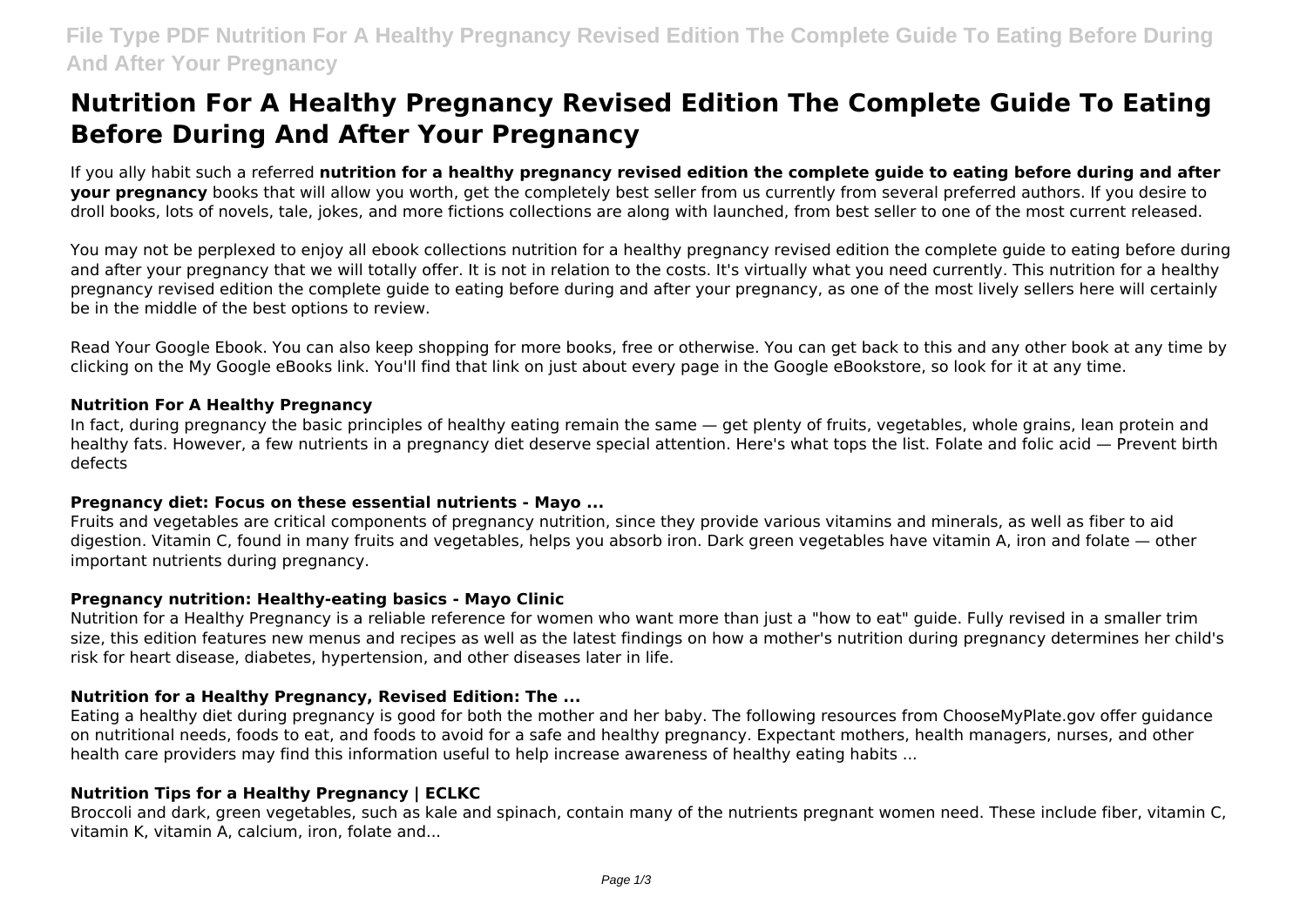# Nutrition For A Healthy Pregnancy Revised Edition The Complete Guide To Eating Before During And After Your Pregnancy

If you ally habit such a referred **nutrition for a healthy pregnancy revised edition the complete guide to eating before during and after your pregnancy** books that will allow you worth, get the completely best seller from us currently from several preferred authors. If you desire to droll books, lots of novels, tale, jokes, and more fictions collections are along with launched, from best seller to one of the most current released.

You may not be perplexed to enjoy all ebook collections nutrition for a healthy pregnancy revised edition the complete guide to eating before during and after your pregnancy that we will totally offer. It is not in relation to the costs. It's virtually what you need currently. This nutrition for a healthy pregnancy revised edition the complete guide to eating before during and after your pregnancy, as one of the most lively sellers here will certainly be in the middle of the best options to review.

Read Your Google Ebook. You can also keep shopping for more books, free or otherwise. You can get back to this and any other book at any time by clicking on the My Google eBooks link. You'll find that link on just about every page in the Google eBookstore, so look for it at any time.

### Nutrition For A Healthy Pregnancy

In fact, during pregnancy the basic principles of healthy eating remain the same — get plenty of fruits, vegetables, whole grains, lean protein and healthy fats. However, a few nutrients in a pregnancy diet deserve special attention. Here's what tops the list. Folate and folic acid — Prevent birth defects

### Pregnancy diet: Focus on these essential nutrients - Mayo ...

Fruits and vegetables are critical components of pregnancy nutrition, since they provide various vitamins and minerals, as well as fiber to aid digestion. Vitamin C, found in many fruits and vegetables, helps you absorb iron. Dark green vegetables have vitamin A, iron and folate — other important nutrients during pregnancy.

### Pregnancy nutrition: Healthy-eating basics - Mayo Clinic

Nutrition for a Healthy Pregnancy is a reliable reference for women who want more than just a "how to eat" guide. Fully revised in a smaller trim size, this edition features new menus and recipes as well as the latest findings on how a mother's nutrition during pregnancy determines her child's risk for heart disease, diabetes, hypertension, and other diseases later in life.

### Nutrition for a Healthy Pregnancy, Revised Edition: The ...

Eating a healthy diet during pregnancy is good for both the mother and her baby. The following resources from ChooseMyPlate.gov offer guidance on nutritional needs, foods to eat, and foods to avoid for a safe and healthy pregnancy. Expectant mothers, health managers, nurses, and other health care providers may find this information useful to help increase awareness of healthy eating habits ...

### Nutrition Tips for a Healthy Pregnancy | ECLKC

Broccoli and dark, green vegetables, such as kale and spinach, contain many of the nutrients pregnant women need. These include fiber, vitamin C, vitamin K, vitamin A, calcium, iron, folate and...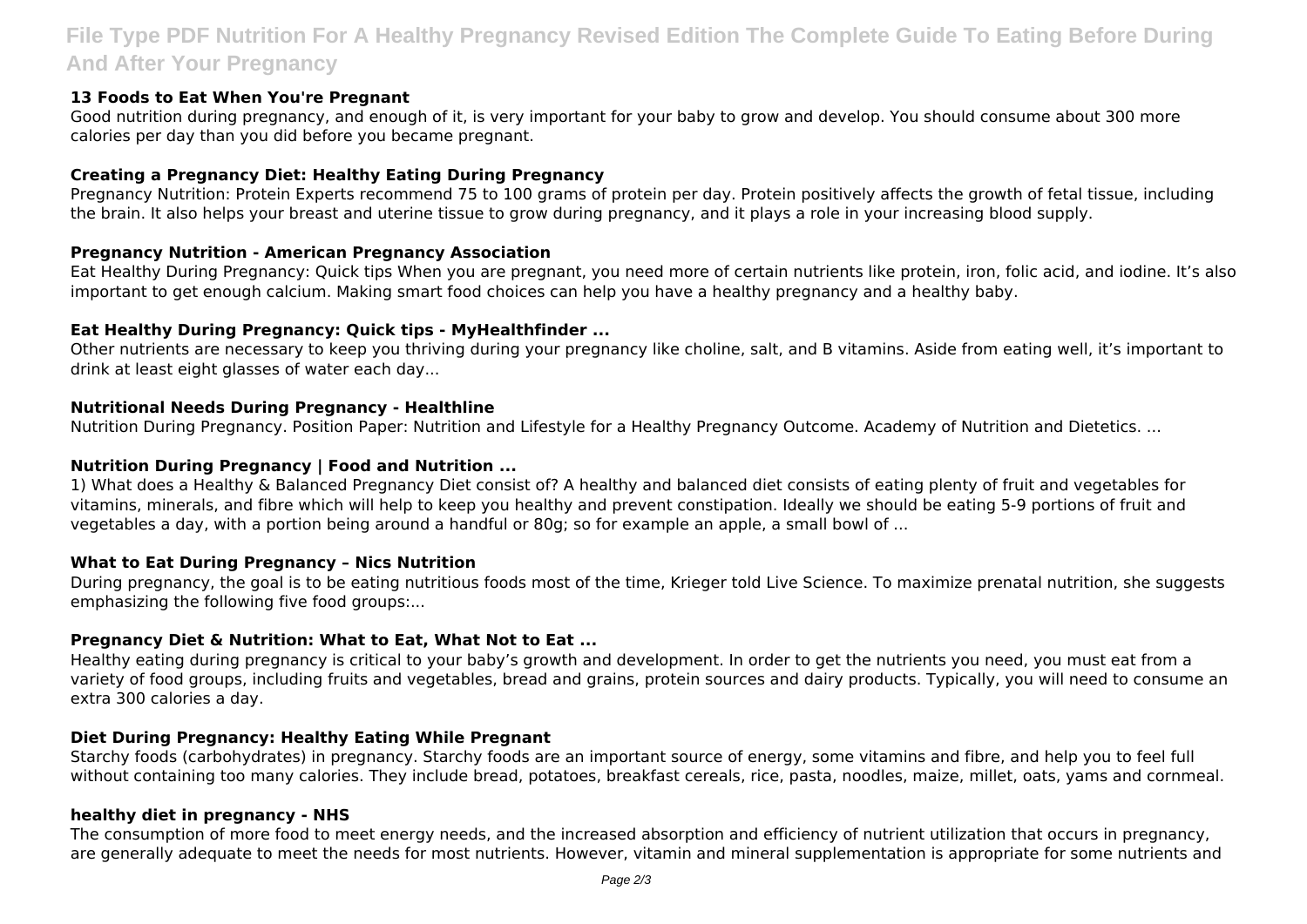### 13 Foods to Eat When You're Pregnant

Good nutrition during pregnancy, and enough of it, is very important for your baby to grow and develop. You should consume about 300 more calories per day than you did before you became pregnant.

### Creating a Pregnancy Diet: Healthy Eating During Pregnancy

Pregnancy Nutrition: Protein Experts recommend 75 to 100 grams of protein per day. Protein positively affects the growth of fetal tissue, including the brain. It also helps your breast and uterine tissue to grow during pregnancy, and it plays a role in your increasing blood supply.

### Pregnancy Nutrition - American Pregnancy Association

Eat Healthy During Pregnancy: Quick tips When you are pregnant, you need more of certain nutrients like protein, iron, folic acid, and iodine. It's also important to get enough calcium. Making smart food choices can help you have a healthy pregnancy and a healthy baby.

### Eat Healthy During Pregnancy: Quick tips - MyHealthfinder ...

Other nutrients are necessary to keep you thriving during your pregnancy like choline, salt, and B vitamins. Aside from eating well, it's important to drink at least eight glasses of water each day...

### Nutritional Needs During Pregnancy - Healthline

Nutrition During Pregnancy. Position Paper: Nutrition and Lifestyle for a Healthy Pregnancy Outcome. Academy of Nutrition and Dietetics. ...

### Nutrition During Pregnancy | Food and Nutrition ...

1) What does a Healthy & Balanced Pregnancy Diet consist of? A healthy and balanced diet consists of eating plenty of fruit and vegetables for vitamins, minerals, and fibre which will help to keep you healthy and prevent constipation. Ideally we should be eating 5-9 portions of fruit and vegetables a day, with a portion being around a handful or 80g; so for example an apple, a small bowl of ...

### What to Eat During Pregnancy – Nics Nutrition

During pregnancy, the goal is to be eating nutritious foods most of the time, Krieger told Live Science. To maximize prenatal nutrition, she suggests emphasizing the following five food groups:...

### Pregnancy Diet & Nutrition: What to Eat, What Not to Eat ...

Healthy eating during pregnancy is critical to your baby's growth and development. In order to get the nutrients you need, you must eat from a variety of food groups, including fruits and vegetables, bread and grains, protein sources and dairy products. Typically, you will need to consume an extra 300 calories a day.

### Diet During Pregnancy: Healthy Eating While Pregnant

Starchy foods (carbohydrates) in pregnancy. Starchy foods are an important source of energy, some vitamins and fibre, and help you to feel full without containing too many calories. They include bread, potatoes, breakfast cereals, rice, pasta, noodles, maize, millet, oats, yams and cornmeal.

### healthy diet in pregnancy - NHS

The consumption of more food to meet energy needs, and the increased absorption and efficiency of nutrient utilization that occurs in pregnancy, are generally adequate to meet the needs for most nutrients. However, vitamin and mineral supplementation is appropriate for some nutrients and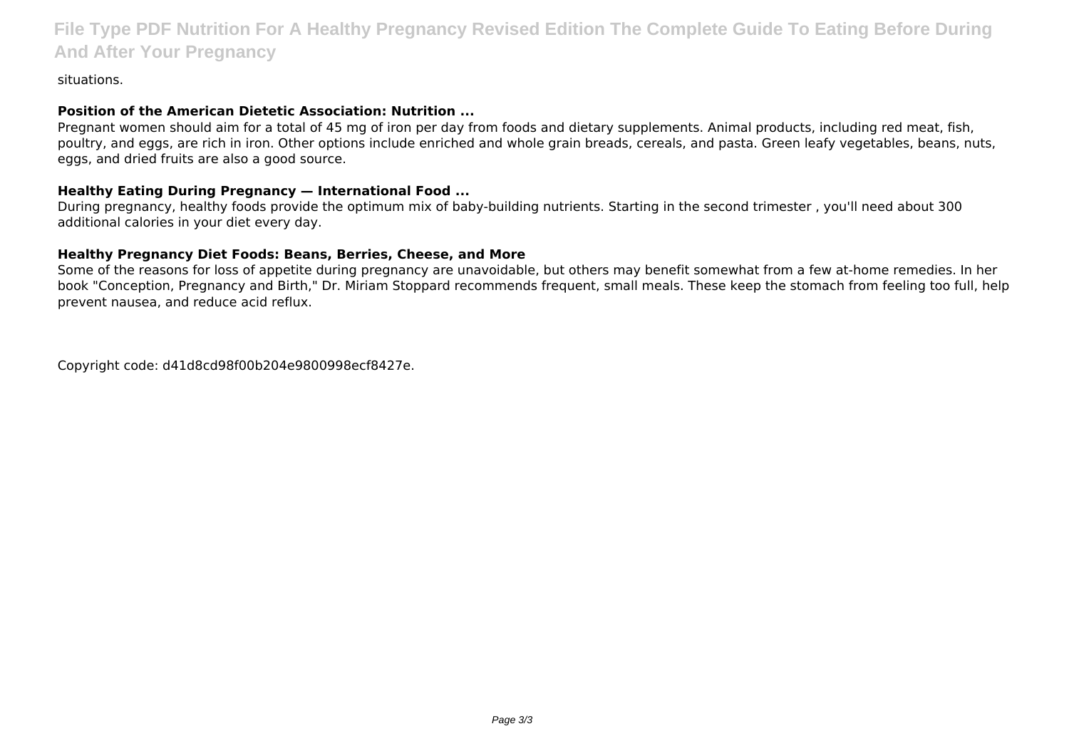situations.

**Position of the American Dietetic Association: Nutrition ...**

Pregnant women should aim for a total of 45 mg of iron per day from foods and dietary supplements. Animal products, including red meat, fish, poultry, and eggs, are rich in iron. Other options include enriched and whole grain breads, cereals, and pasta. Green leafy vegetables, beans, nuts, eggs, and dried fruits are also a good source.

**Healthy Eating During Pregnancy — International Food ...**

During pregnancy, healthy foods provide the optimum mix of baby-building nutrients. Starting in the second trimester , you'll need about 300 additional calories in your diet every day.

**Healthy Pregnancy Diet Foods: Beans, Berries, Cheese, and More**

Some of the reasons for loss of appetite during pregnancy are unavoidable, but others may benefit somewhat from a few at-home remedies. In her book "Conception, Pregnancy and Birth," Dr. Miriam Stoppard recommends frequent, small meals. These keep the stomach from feeling too full, help prevent nausea, and reduce acid reflux.

Copyright code: d41d8cd98f00b204e9800998ecf8427e.